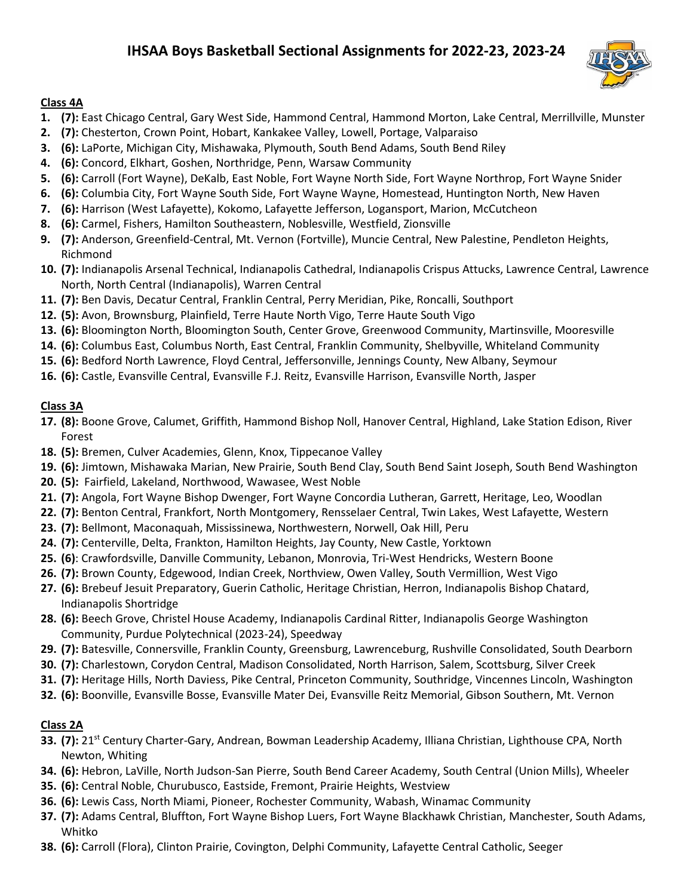# IHSAA Boys Basketball Sectional Assignments for 2022-23, 2023-24

## Class 4A

1. **(7):** East Chicago Central, Gary West Side, Hammond Central, Hammond Morton, Lake Central, Merrillville, Munster
2. **(7):** Chesterton, Crown Point, Hobart, Kankakee Valley, Lowell, Portage, Valparaiso
3. **(6):** LaPorte, Michigan City, Mishawaka, Plymouth, South Bend Adams, South Bend Riley
4. **(6):** Concord, Elkhart, Goshen, Northridge, Penn, Warsaw Community
5. **(6):** Carroll (Fort Wayne), DeKalb, East Noble, Fort Wayne North Side, Fort Wayne Northrop, Fort Wayne Snider
6. **(6):** Columbia City, Fort Wayne South Side, Fort Wayne Wayne, Homestead, Huntington North, New Haven
7. **(6):** Harrison (West Lafayette), Kokomo, Lafayette Jefferson, Logansport, Marion, McCutcheon
8. **(6):** Carmel, Fishers, Hamilton Southeastern, Noblesville, Westfield, Zionsville
9. **(7):** Anderson, Greenfield-Central, Mt. Vernon (Fortville), Muncie Central, New Palestine, Pendleton Heights, Richmond
10. **(7):** Indianapolis Arsenal Technical, Indianapolis Cathedral, Indianapolis Crispus Attucks, Lawrence Central, Lawrence North, North Central (Indianapolis), Warren Central
11. **(7):** Ben Davis, Decatur Central, Franklin Central, Perry Meridian, Pike, Roncalli, Southport
12. **(5):** Avon, Brownsburg, Plainfield, Terre Haute North Vigo, Terre Haute South Vigo
13. **(6):** Bloomington North, Bloomington South, Center Grove, Greenwood Community, Martinsville, Mooresville
14. **(6):** Columbus East, Columbus North, East Central, Franklin Community, Shelbyville, Whiteland Community
15. **(6):** Bedford North Lawrence, Floyd Central, Jeffersonville, Jennings County, New Albany, Seymour
16. **(6):** Castle, Evansville Central, Evansville F.J. Reitz, Evansville Harrison, Evansville North, Jasper

## Class 3A

17. **(8):** Boone Grove, Calumet, Griffith, Hammond Bishop Noll, Hanover Central, Highland, Lake Station Edison, River Forest
18. **(5):** Bremen, Culver Academies, Glenn, Knox, Tippecanoe Valley
19. **(6):** Jimtown, Mishawaka Marian, New Prairie, South Bend Clay, South Bend Saint Joseph, South Bend Washington
20. **(5):** Fairfield, Lakeland, Northwood, Wawasee, West Noble
21. **(7):** Angola, Fort Wayne Bishop Dwenger, Fort Wayne Concordia Lutheran, Garrett, Heritage, Leo, Woodlan
22. **(7):** Benton Central, Frankfort, North Montgomery, Rensselaer Central, Twin Lakes, West Lafayette, Western
23. **(7):** Bellmont, Maconaquah, Mississinewa, Northwestern, Norwell, Oak Hill, Peru
24. **(7):** Centerville, Delta, Frankton, Hamilton Heights, Jay County, New Castle, Yorktown
25. **(6)**: Crawfordsville, Danville Community, Lebanon, Monrovia, Tri-West Hendricks, Western Boone
26. **(7):** Brown County, Edgewood, Indian Creek, Northview, Owen Valley, South Vermillion, West Vigo
27. **(6):** Brebeuf Jesuit Preparatory, Guerin Catholic, Heritage Christian, Herron, Indianapolis Bishop Chatard, Indianapolis Shortridge
28. **(6):** Beech Grove, Christel House Academy, Indianapolis Cardinal Ritter, Indianapolis George Washington Community, Purdue Polytechnical (2023-24), Speedway
29. **(7):** Batesville, Connersville, Franklin County, Greensburg, Lawrenceburg, Rushville Consolidated, South Dearborn
30. **(7):** Charlestown, Corydon Central, Madison Consolidated, North Harrison, Salem, Scottsburg, Silver Creek
31. **(7):** Heritage Hills, North Daviess, Pike Central, Princeton Community, Southridge, Vincennes Lincoln, Washington
32. **(6):** Boonville, Evansville Bosse, Evansville Mater Dei, Evansville Reitz Memorial, Gibson Southern, Mt. Vernon

## Class 2A

33. **(7):** 21st Century Charter-Gary, Andrean, Bowman Leadership Academy, Illiana Christian, Lighthouse CPA, North Newton, Whiting
34. **(6):** Hebron, LaVille, North Judson-San Pierre, South Bend Career Academy, South Central (Union Mills), Wheeler
35. **(6):** Central Noble, Churubusco, Eastside, Fremont, Prairie Heights, Westview
36. **(6):** Lewis Cass, North Miami, Pioneer, Rochester Community, Wabash, Winamac Community
37. **(7):** Adams Central, Bluffton, Fort Wayne Bishop Luers, Fort Wayne Blackhawk Christian, Manchester, South Adams, Whitko
38. **(6):** Carroll (Flora), Clinton Prairie, Covington, Delphi Community, Lafayette Central Catholic, Seeger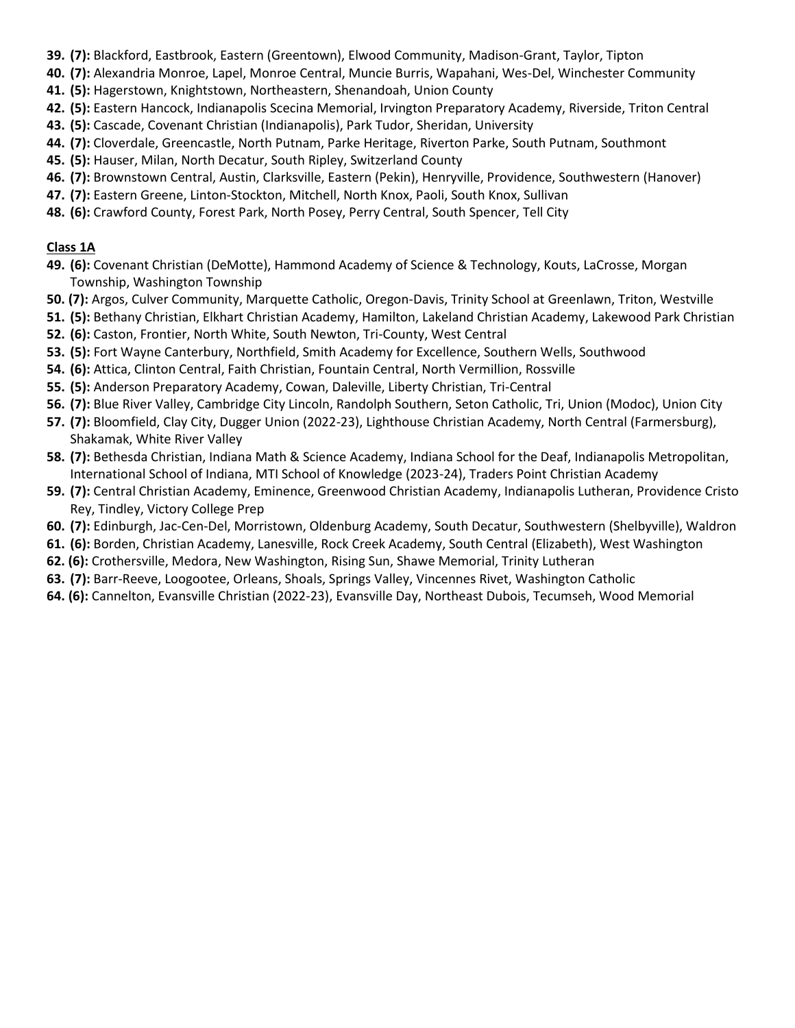**39. (7):** Blackford, Eastbrook, Eastern (Greentown), Elwood Community, Madison-Grant, Taylor, Tipton
**40. (7):** Alexandria Monroe, Lapel, Monroe Central, Muncie Burris, Wapahani, Wes-Del, Winchester Community
**41. (5):** Hagerstown, Knightstown, Northeastern, Shenandoah, Union County
**42. (5):** Eastern Hancock, Indianapolis Scecina Memorial, Irvington Preparatory Academy, Riverside, Triton Central
**43. (5):** Cascade, Covenant Christian (Indianapolis), Park Tudor, Sheridan, University
**44. (7):** Cloverdale, Greencastle, North Putnam, Parke Heritage, Riverton Parke, South Putnam, Southmont
**45. (5):** Hauser, Milan, North Decatur, South Ripley, Switzerland County
**46. (7):** Brownstown Central, Austin, Clarksville, Eastern (Pekin), Henryville, Providence, Southwestern (Hanover)
**47. (7):** Eastern Greene, Linton-Stockton, Mitchell, North Knox, Paoli, South Knox, Sullivan
**48. (6):** Crawford County, Forest Park, North Posey, Perry Central, South Spencer, Tell City

**<u>Class 1A</u>**

**49. (6):** Covenant Christian (DeMotte), Hammond Academy of Science & Technology, Kouts, LaCrosse, Morgan Township, Washington Township
**50. (7):** Argos, Culver Community, Marquette Catholic, Oregon-Davis, Trinity School at Greenlawn, Triton, Westville
**51. (5):** Bethany Christian, Elkhart Christian Academy, Hamilton, Lakeland Christian Academy, Lakewood Park Christian
**52. (6):** Caston, Frontier, North White, South Newton, Tri-County, West Central
**53. (5):** Fort Wayne Canterbury, Northfield, Smith Academy for Excellence, Southern Wells, Southwood
**54. (6):** Attica, Clinton Central, Faith Christian, Fountain Central, North Vermillion, Rossville
**55. (5):** Anderson Preparatory Academy, Cowan, Daleville, Liberty Christian, Tri-Central
**56. (7):** Blue River Valley, Cambridge City Lincoln, Randolph Southern, Seton Catholic, Tri, Union (Modoc), Union City
**57. (7):** Bloomfield, Clay City, Dugger Union (2022-23), Lighthouse Christian Academy, North Central (Farmersburg), Shakamak, White River Valley
**58. (7):** Bethesda Christian, Indiana Math & Science Academy, Indiana School for the Deaf, Indianapolis Metropolitan, International School of Indiana, MTI School of Knowledge (2023-24), Traders Point Christian Academy
**59. (7):** Central Christian Academy, Eminence, Greenwood Christian Academy, Indianapolis Lutheran, Providence Cristo Rey, Tindley, Victory College Prep
**60. (7):** Edinburgh, Jac-Cen-Del, Morristown, Oldenburg Academy, South Decatur, Southwestern (Shelbyville), Waldron
**61. (6):** Borden, Christian Academy, Lanesville, Rock Creek Academy, South Central (Elizabeth), West Washington
**62. (6):** Crothersville, Medora, New Washington, Rising Sun, Shawe Memorial, Trinity Lutheran
**63. (7):** Barr-Reeve, Loogootee, Orleans, Shoals, Springs Valley, Vincennes Rivet, Washington Catholic
**64. (6):** Cannelton, Evansville Christian (2022-23), Evansville Day, Northeast Dubois, Tecumseh, Wood Memorial